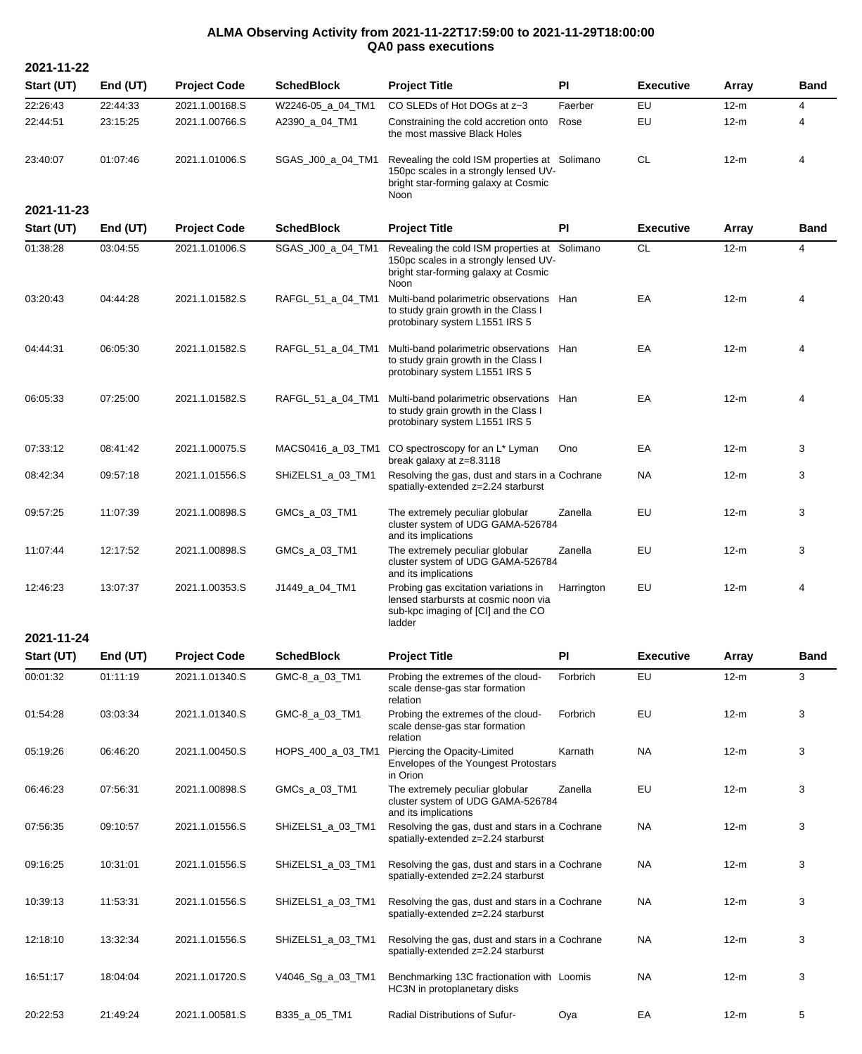# ALMA Observing Activity from 2021-11-22T17:59:00 to 2021-11-29T18:00:00
## QA0 pass executions

### 2021-11-22

| Start (UT) | End (UT) | Project Code | SchedBlock | Project Title | PI | Executive | Array | Band |
|---|---|---|---|---|---|---|---|---|
| 22:26:43 | 22:44:33 | 2021.1.00168.S | W2246-05_a_04_TM1 | CO SLEDs of Hot DOGs at z~3 | Faerber | EU | 12-m | 4 |
| 22:44:51 | 23:15:25 | 2021.1.00766.S | A2390_a_04_TM1 | Constraining the cold accretion onto the most massive Black Holes | Rose | EU | 12-m | 4 |
| 23:40:07 | 01:07:46 | 2021.1.01006.S | SGAS_J00_a_04_TM1 | Revealing the cold ISM properties at 150pc scales in a strongly lensed UV-bright star-forming galaxy at Cosmic Noon | Solimano | CL | 12-m | 4 |

### 2021-11-23

| Start (UT) | End (UT) | Project Code | SchedBlock | Project Title | PI | Executive | Array | Band |
|---|---|---|---|---|---|---|---|---|
| 01:38:28 | 03:04:55 | 2021.1.01006.S | SGAS_J00_a_04_TM1 | Revealing the cold ISM properties at 150pc scales in a strongly lensed UV-bright star-forming galaxy at Cosmic Noon | Solimano | CL | 12-m | 4 |
| 03:20:43 | 04:44:28 | 2021.1.01582.S | RAFGL_51_a_04_TM1 | Multi-band polarimetric observations to study grain growth in the Class I protobinary system L1551 IRS 5 | Han | EA | 12-m | 4 |
| 04:44:31 | 06:05:30 | 2021.1.01582.S | RAFGL_51_a_04_TM1 | Multi-band polarimetric observations to study grain growth in the Class I protobinary system L1551 IRS 5 | Han | EA | 12-m | 4 |
| 06:05:33 | 07:25:00 | 2021.1.01582.S | RAFGL_51_a_04_TM1 | Multi-band polarimetric observations to study grain growth in the Class I protobinary system L1551 IRS 5 | Han | EA | 12-m | 4 |
| 07:33:12 | 08:41:42 | 2021.1.00075.S | MACS0416_a_03_TM1 | CO spectroscopy for an L* Lyman break galaxy at z=8.3118 | Ono | EA | 12-m | 3 |
| 08:42:34 | 09:57:18 | 2021.1.01556.S | SHiZELS1_a_03_TM1 | Resolving the gas, dust and stars in a spatially-extended z=2.24 starburst | Cochrane | NA | 12-m | 3 |
| 09:57:25 | 11:07:39 | 2021.1.00898.S | GMCs_a_03_TM1 | The extremely peculiar globular cluster system of UDG GAMA-526784 and its implications | Zanella | EU | 12-m | 3 |
| 11:07:44 | 12:17:52 | 2021.1.00898.S | GMCs_a_03_TM1 | The extremely peculiar globular cluster system of UDG GAMA-526784 and its implications | Zanella | EU | 12-m | 3 |
| 12:46:23 | 13:07:37 | 2021.1.00353.S | J1449_a_04_TM1 | Probing gas excitation variations in lensed starbursts at cosmic noon via sub-kpc imaging of [CI] and the CO ladder | Harrington | EU | 12-m | 4 |

### 2021-11-24

| Start (UT) | End (UT) | Project Code | SchedBlock | Project Title | PI | Executive | Array | Band |
|---|---|---|---|---|---|---|---|---|
| 00:01:32 | 01:11:19 | 2021.1.01340.S | GMC-8_a_03_TM1 | Probing the extremes of the cloud-scale dense-gas star formation relation | Forbrich | EU | 12-m | 3 |
| 01:54:28 | 03:03:34 | 2021.1.01340.S | GMC-8_a_03_TM1 | Probing the extremes of the cloud-scale dense-gas star formation relation | Forbrich | EU | 12-m | 3 |
| 05:19:26 | 06:46:20 | 2021.1.00450.S | HOPS_400_a_03_TM1 | Piercing the Opacity-Limited Envelopes of the Youngest Protostars in Orion | Karnath | NA | 12-m | 3 |
| 06:46:23 | 07:56:31 | 2021.1.00898.S | GMCs_a_03_TM1 | The extremely peculiar globular cluster system of UDG GAMA-526784 and its implications | Zanella | EU | 12-m | 3 |
| 07:56:35 | 09:10:57 | 2021.1.01556.S | SHiZELS1_a_03_TM1 | Resolving the gas, dust and stars in a spatially-extended z=2.24 starburst | Cochrane | NA | 12-m | 3 |
| 09:16:25 | 10:31:01 | 2021.1.01556.S | SHiZELS1_a_03_TM1 | Resolving the gas, dust and stars in a spatially-extended z=2.24 starburst | Cochrane | NA | 12-m | 3 |
| 10:39:13 | 11:53:31 | 2021.1.01556.S | SHiZELS1_a_03_TM1 | Resolving the gas, dust and stars in a spatially-extended z=2.24 starburst | Cochrane | NA | 12-m | 3 |
| 12:18:10 | 13:32:34 | 2021.1.01556.S | SHiZELS1_a_03_TM1 | Resolving the gas, dust and stars in a spatially-extended z=2.24 starburst | Cochrane | NA | 12-m | 3 |
| 16:51:17 | 18:04:04 | 2021.1.01720.S | V4046_Sg_a_03_TM1 | Benchmarking 13C fractionation with HC3N in protoplanetary disks | Loomis | NA | 12-m | 3 |
| 20:22:53 | 21:49:24 | 2021.1.00581.S | B335_a_05_TM1 | Radial Distributions of Sufur- | Oya | EA | 12-m | 5 |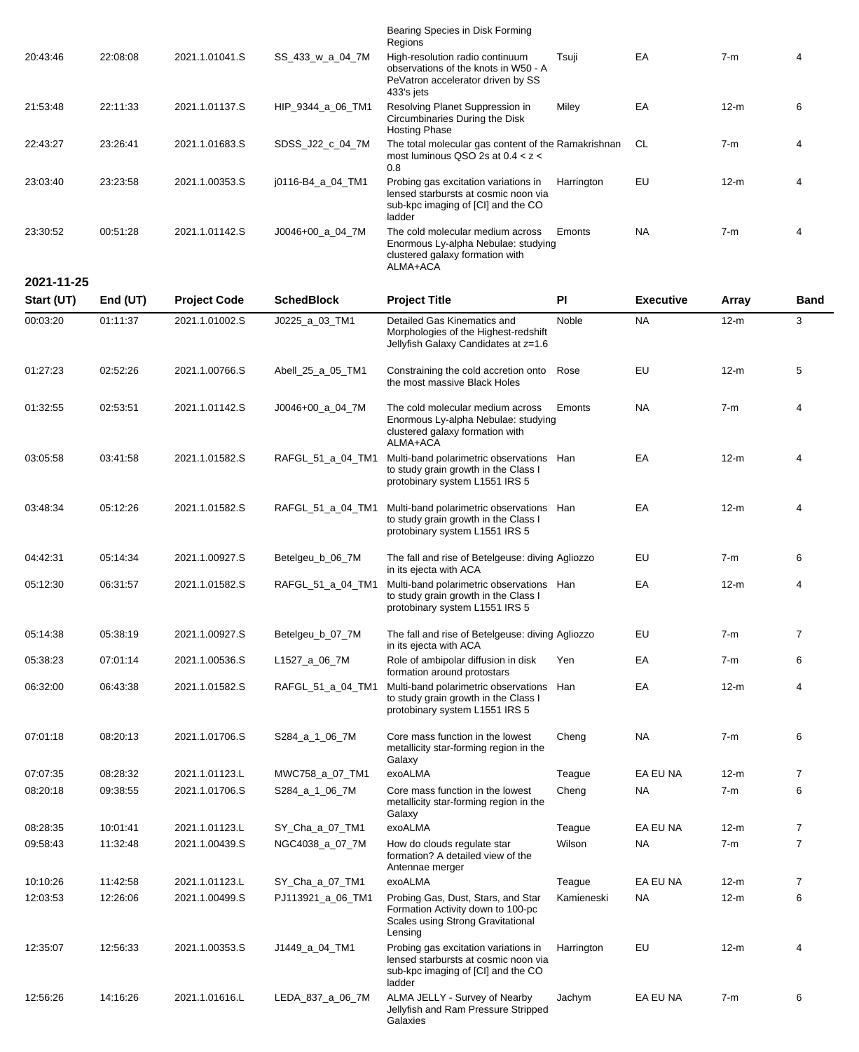| | | | | Bearing Species in Disk Forming Regions | | | | |
|---|---|---|---|---|---|---|---|---|
| 20:43:46 | 22:08:08 | 2021.1.01041.S | SS_433_w_a_04_7M | High-resolution radio continuum observations of the knots in W50 - A PeVatron accelerator driven by SS 433's jets | Tsuji | EA | 7-m | 4 |
| 21:53:48 | 22:11:33 | 2021.1.01137.S | HIP_9344_a_06_TM1 | Resolving Planet Suppression in Circumbinaries During the Disk Hosting Phase | Miley | EA | 12-m | 6 |
| 22:43:27 | 23:26:41 | 2021.1.01683.S | SDSS_J22_c_04_7M | The total molecular gas content of the most luminous QSO 2s at 0.4 < z < 0.8 | Ramakrishnan | CL | 7-m | 4 |
| 23:03:40 | 23:23:58 | 2021.1.00353.S | j0116-B4_a_04_TM1 | Probing gas excitation variations in lensed starbursts at cosmic noon via sub-kpc imaging of [CI] and the CO ladder | Harrington | EU | 12-m | 4 |
| 23:30:52 | 00:51:28 | 2021.1.01142.S | J0046+00_a_04_7M | The cold molecular medium across Enormous Ly-alpha Nebulae: studying clustered galaxy formation with ALMA+ACA | Emonts | NA | 7-m | 4 |

## 2021-11-25

| Start (UT) | End (UT) | Project Code | SchedBlock | Project Title | PI | Executive | Array | Band |
|---|---|---|---|---|---|---|---|---|
| 00:03:20 | 01:11:37 | 2021.1.01002.S | J0225_a_03_TM1 | Detailed Gas Kinematics and Morphologies of the Highest-redshift Jellyfish Galaxy Candidates at z=1.6 | Noble | NA | 12-m | 3 |
| 01:27:23 | 02:52:26 | 2021.1.00766.S | Abell_25_a_05_TM1 | Constraining the cold accretion onto the most massive Black Holes | Rose | EU | 12-m | 5 |
| 01:32:55 | 02:53:51 | 2021.1.01142.S | J0046+00_a_04_7M | The cold molecular medium across Enormous Ly-alpha Nebulae: studying clustered galaxy formation with ALMA+ACA | Emonts | NA | 7-m | 4 |
| 03:05:58 | 03:41:58 | 2021.1.01582.S | RAFGL_51_a_04_TM1 | Multi-band polarimetric observations to study grain growth in the Class I protobinary system L1551 IRS 5 | Han | EA | 12-m | 4 |
| 03:48:34 | 05:12:26 | 2021.1.01582.S | RAFGL_51_a_04_TM1 | Multi-band polarimetric observations to study grain growth in the Class I protobinary system L1551 IRS 5 | Han | EA | 12-m | 4 |
| 04:42:31 | 05:14:34 | 2021.1.00927.S | Betelgeu_b_06_7M | The fall and rise of Betelgeuse: diving in its ejecta with ACA | Agliozzo | EU | 7-m | 6 |
| 05:12:30 | 06:31:57 | 2021.1.01582.S | RAFGL_51_a_04_TM1 | Multi-band polarimetric observations to study grain growth in the Class I protobinary system L1551 IRS 5 | Han | EA | 12-m | 4 |
| 05:14:38 | 05:38:19 | 2021.1.00927.S | Betelgeu_b_07_7M | The fall and rise of Betelgeuse: diving in its ejecta with ACA | Agliozzo | EU | 7-m | 7 |
| 05:38:23 | 07:01:14 | 2021.1.00536.S | L1527_a_06_7M | Role of ambipolar diffusion in disk formation around protostars | Yen | EA | 7-m | 6 |
| 06:32:00 | 06:43:38 | 2021.1.01582.S | RAFGL_51_a_04_TM1 | Multi-band polarimetric observations to study grain growth in the Class I protobinary system L1551 IRS 5 | Han | EA | 12-m | 4 |
| 07:01:18 | 08:20:13 | 2021.1.01706.S | S284_a_1_06_7M | Core mass function in the lowest metallicity star-forming region in the Galaxy | Cheng | NA | 7-m | 6 |
| 07:07:35 | 08:28:32 | 2021.1.01123.L | MWC758_a_07_TM1 | exoALMA | Teague | EA EU NA | 12-m | 7 |
| 08:20:18 | 09:38:55 | 2021.1.01706.S | S284_a_1_06_7M | Core mass function in the lowest metallicity star-forming region in the Galaxy | Cheng | NA | 7-m | 6 |
| 08:28:35 | 10:01:41 | 2021.1.01123.L | SY_Cha_a_07_TM1 | exoALMA | Teague | EA EU NA | 12-m | 7 |
| 09:58:43 | 11:32:48 | 2021.1.00439.S | NGC4038_a_07_7M | How do clouds regulate star formation? A detailed view of the Antennae merger | Wilson | NA | 7-m | 7 |
| 10:10:26 | 11:42:58 | 2021.1.01123.L | SY_Cha_a_07_TM1 | exoALMA | Teague | EA EU NA | 12-m | 7 |
| 12:03:53 | 12:26:06 | 2021.1.00499.S | PJ113921_a_06_TM1 | Probing Gas, Dust, Stars, and Star Formation Activity down to 100-pc Scales using Strong Gravitational Lensing | Kamieneski | NA | 12-m | 6 |
| 12:35:07 | 12:56:33 | 2021.1.00353.S | J1449_a_04_TM1 | Probing gas excitation variations in lensed starbursts at cosmic noon via sub-kpc imaging of [CI] and the CO ladder | Harrington | EU | 12-m | 4 |
| 12:56:26 | 14:16:26 | 2021.1.01616.L | LEDA_837_a_06_7M | ALMA JELLY - Survey of Nearby Jellyfish and Ram Pressure Stripped Galaxies | Jachym | EA EU NA | 7-m | 6 |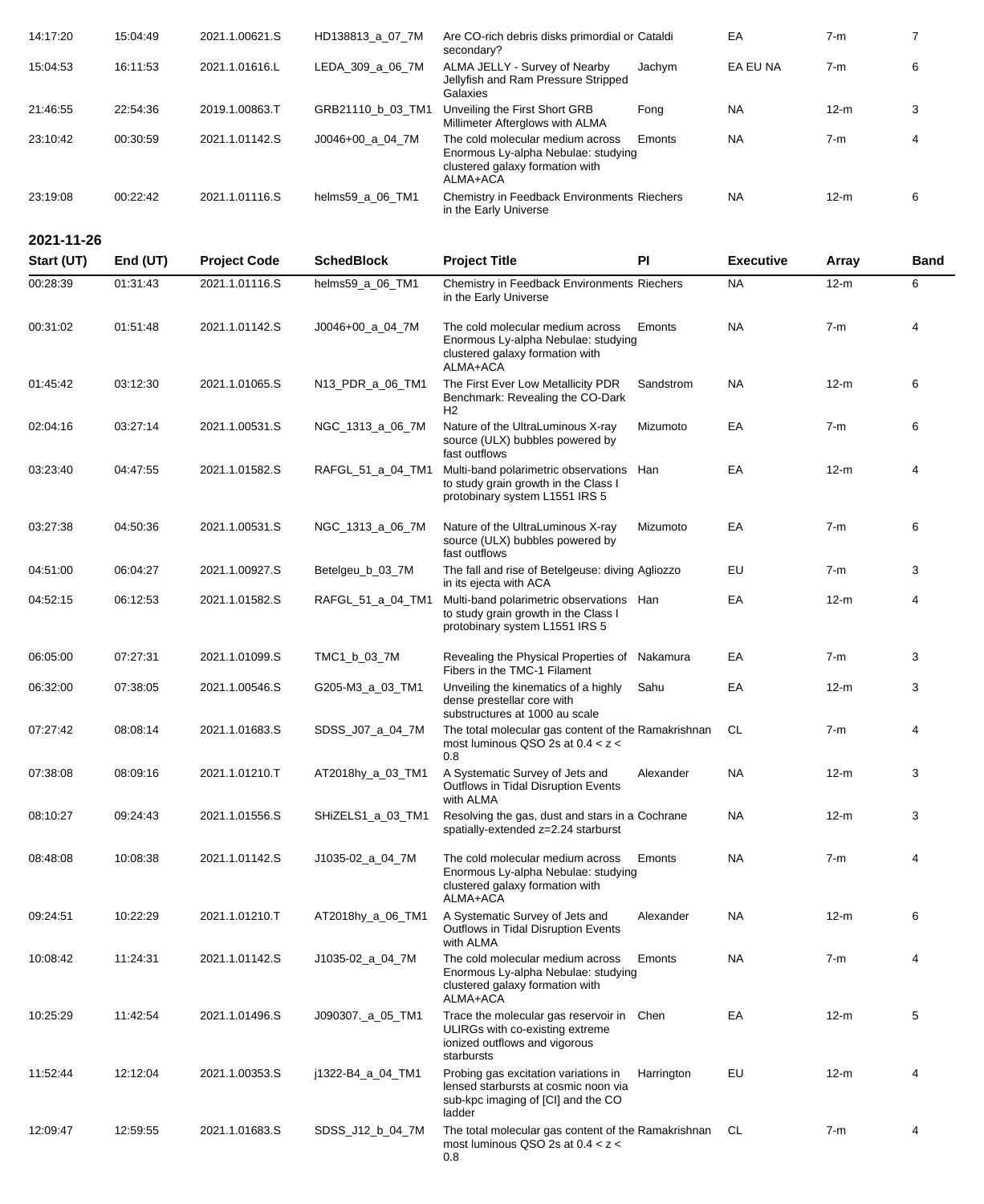| | | | | | | | | |
|---|---|---|---|---|---|---|---|---|
| 14:17:20 | 15:04:49 | 2021.1.00621.S | HD138813_a_07_7M | Are CO-rich debris disks primordial or secondary? | Cataldi | EA | 7-m | 7 |
| 15:04:53 | 16:11:53 | 2021.1.01616.L | LEDA_309_a_06_7M | ALMA JELLY - Survey of Nearby Jellyfish and Ram Pressure Stripped Galaxies | Jachym | EA EU NA | 7-m | 6 |
| 21:46:55 | 22:54:36 | 2019.1.00863.T | GRB21110_b_03_TM1 | Unveiling the First Short GRB Millimeter Afterglows with ALMA | Fong | NA | 12-m | 3 |
| 23:10:42 | 00:30:59 | 2021.1.01142.S | J0046+00_a_04_7M | The cold molecular medium across Enormous Ly-alpha Nebulae: studying clustered galaxy formation with ALMA+ACA | Emonts | NA | 7-m | 4 |
| 23:19:08 | 00:22:42 | 2021.1.01116.S | helms59_a_06_TM1 | Chemistry in Feedback Environments in the Early Universe | Riechers | NA | 12-m | 6 |

## 2021-11-26

| Start (UT) | End (UT) | Project Code | SchedBlock | Project Title | PI | Executive | Array | Band |
|---|---|---|---|---|---|---|---|---|
| 00:28:39 | 01:31:43 | 2021.1.01116.S | helms59_a_06_TM1 | Chemistry in Feedback Environments in the Early Universe | Riechers | NA | 12-m | 6 |
| 00:31:02 | 01:51:48 | 2021.1.01142.S | J0046+00_a_04_7M | The cold molecular medium across Enormous Ly-alpha Nebulae: studying clustered galaxy formation with ALMA+ACA | Emonts | NA | 7-m | 4 |
| 01:45:42 | 03:12:30 | 2021.1.01065.S | N13_PDR_a_06_TM1 | The First Ever Low Metallicity PDR Benchmark: Revealing the CO-Dark H2 | Sandstrom | NA | 12-m | 6 |
| 02:04:16 | 03:27:14 | 2021.1.00531.S | NGC_1313_a_06_7M | Nature of the UltraLuminous X-ray source (ULX) bubbles powered by fast outflows | Mizumoto | EA | 7-m | 6 |
| 03:23:40 | 04:47:55 | 2021.1.01582.S | RAFGL_51_a_04_TM1 | Multi-band polarimetric observations to study grain growth in the Class I protobinary system L1551 IRS 5 | Han | EA | 12-m | 4 |
| 03:27:38 | 04:50:36 | 2021.1.00531.S | NGC_1313_a_06_7M | Nature of the UltraLuminous X-ray source (ULX) bubbles powered by fast outflows | Mizumoto | EA | 7-m | 6 |
| 04:51:00 | 06:04:27 | 2021.1.00927.S | Betelgeu_b_03_7M | The fall and rise of Betelgeuse: diving in its ejecta with ACA | Agliozzo | EU | 7-m | 3 |
| 04:52:15 | 06:12:53 | 2021.1.01582.S | RAFGL_51_a_04_TM1 | Multi-band polarimetric observations to study grain growth in the Class I protobinary system L1551 IRS 5 | Han | EA | 12-m | 4 |
| 06:05:00 | 07:27:31 | 2021.1.01099.S | TMC1_b_03_7M | Revealing the Physical Properties of Fibers in the TMC-1 Filament | Nakamura | EA | 7-m | 3 |
| 06:32:00 | 07:38:05 | 2021.1.00546.S | G205-M3_a_03_TM1 | Unveiling the kinematics of a highly dense prestellar core with substructures at 1000 au scale | Sahu | EA | 12-m | 3 |
| 07:27:42 | 08:08:14 | 2021.1.01683.S | SDSS_J07_a_04_7M | The total molecular gas content of the most luminous QSO 2s at 0.4 < z < 0.8 | Ramakrishnan | CL | 7-m | 4 |
| 07:38:08 | 08:09:16 | 2021.1.01210.T | AT2018hy_a_03_TM1 | A Systematic Survey of Jets and Outflows in Tidal Disruption Events with ALMA | Alexander | NA | 12-m | 3 |
| 08:10:27 | 09:24:43 | 2021.1.01556.S | SHiZELS1_a_03_TM1 | Resolving the gas, dust and stars in a spatially-extended z=2.24 starburst | Cochrane | NA | 12-m | 3 |
| 08:48:08 | 10:08:38 | 2021.1.01142.S | J1035-02_a_04_7M | The cold molecular medium across Enormous Ly-alpha Nebulae: studying clustered galaxy formation with ALMA+ACA | Emonts | NA | 7-m | 4 |
| 09:24:51 | 10:22:29 | 2021.1.01210.T | AT2018hy_a_06_TM1 | A Systematic Survey of Jets and Outflows in Tidal Disruption Events with ALMA | Alexander | NA | 12-m | 6 |
| 10:08:42 | 11:24:31 | 2021.1.01142.S | J1035-02_a_04_7M | The cold molecular medium across Enormous Ly-alpha Nebulae: studying clustered galaxy formation with ALMA+ACA | Emonts | NA | 7-m | 4 |
| 10:25:29 | 11:42:54 | 2021.1.01496.S | J090307._a_05_TM1 | Trace the molecular gas reservoir in ULIRGs with co-existing extreme ionized outflows and vigorous starbursts | Chen | EA | 12-m | 5 |
| 11:52:44 | 12:12:04 | 2021.1.00353.S | j1322-B4_a_04_TM1 | Probing gas excitation variations in lensed starbursts at cosmic noon via sub-kpc imaging of [CI] and the CO ladder | Harrington | EU | 12-m | 4 |
| 12:09:47 | 12:59:55 | 2021.1.01683.S | SDSS_J12_b_04_7M | The total molecular gas content of the most luminous QSO 2s at 0.4 < z < 0.8 | Ramakrishnan | CL | 7-m | 4 |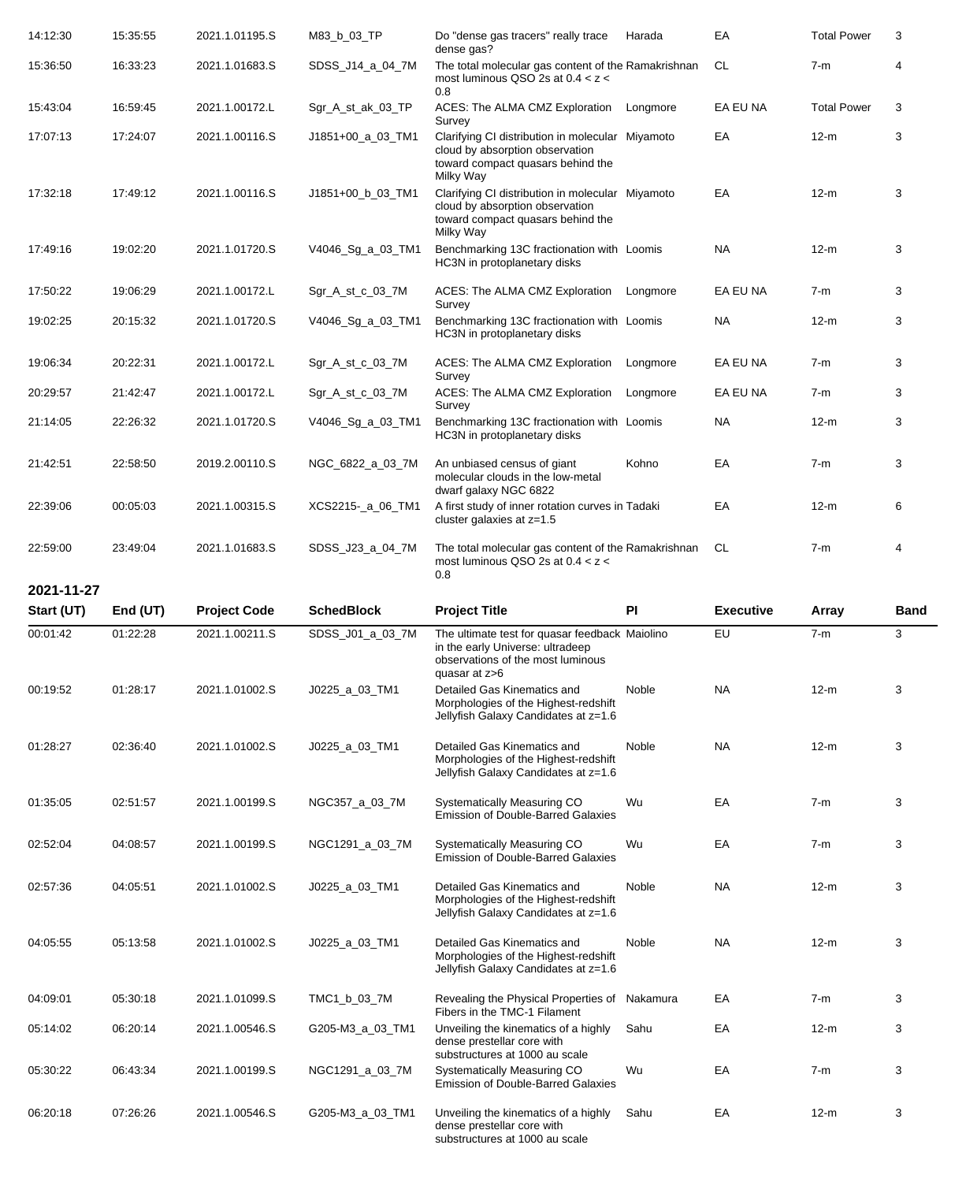| Start (UT) | End (UT) | Project Code | SchedBlock | Project Title | PI | Executive | Array | Band |
|---|---|---|---|---|---|---|---|---|
| 14:12:30 | 15:35:55 | 2021.1.01195.S | M83_b_03_TP | Do "dense gas tracers" really trace dense gas? | Harada | EA | Total Power | 3 |
| 15:36:50 | 16:33:23 | 2021.1.01683.S | SDSS_J14_a_04_7M | The total molecular gas content of the most luminous QSO 2s at 0.4 < z < 0.8 | Ramakrishnan | CL | 7-m | 4 |
| 15:43:04 | 16:59:45 | 2021.1.00172.L | Sgr_A_st_ak_03_TP | ACES: The ALMA CMZ Exploration Survey | Longmore | EA EU NA | Total Power | 3 |
| 17:07:13 | 17:24:07 | 2021.1.00116.S | J1851+00_a_03_TM1 | Clarifying CI distribution in molecular cloud by absorption observation toward compact quasars behind the Milky Way | Miyamoto | EA | 12-m | 3 |
| 17:32:18 | 17:49:12 | 2021.1.00116.S | J1851+00_b_03_TM1 | Clarifying CI distribution in molecular cloud by absorption observation toward compact quasars behind the Milky Way | Miyamoto | EA | 12-m | 3 |
| 17:49:16 | 19:02:20 | 2021.1.01720.S | V4046_Sg_a_03_TM1 | Benchmarking 13C fractionation with HC3N in protoplanetary disks | Loomis | NA | 12-m | 3 |
| 17:50:22 | 19:06:29 | 2021.1.00172.L | Sgr_A_st_c_03_7M | ACES: The ALMA CMZ Exploration Survey | Longmore | EA EU NA | 7-m | 3 |
| 19:02:25 | 20:15:32 | 2021.1.01720.S | V4046_Sg_a_03_TM1 | Benchmarking 13C fractionation with HC3N in protoplanetary disks | Loomis | NA | 12-m | 3 |
| 19:06:34 | 20:22:31 | 2021.1.00172.L | Sgr_A_st_c_03_7M | ACES: The ALMA CMZ Exploration Survey | Longmore | EA EU NA | 7-m | 3 |
| 20:29:57 | 21:42:47 | 2021.1.00172.L | Sgr_A_st_c_03_7M | ACES: The ALMA CMZ Exploration Survey | Longmore | EA EU NA | 7-m | 3 |
| 21:14:05 | 22:26:32 | 2021.1.01720.S | V4046_Sg_a_03_TM1 | Benchmarking 13C fractionation with HC3N in protoplanetary disks | Loomis | NA | 12-m | 3 |
| 21:42:51 | 22:58:50 | 2019.2.00110.S | NGC_6822_a_03_7M | An unbiased census of giant molecular clouds in the low-metal dwarf galaxy NGC 6822 | Kohno | EA | 7-m | 3 |
| 22:39:06 | 00:05:03 | 2021.1.00315.S | XCS2215-_a_06_TM1 | A first study of inner rotation curves in cluster galaxies at z=1.5 | Tadaki | EA | 12-m | 6 |
| 22:59:00 | 23:49:04 | 2021.1.01683.S | SDSS_J23_a_04_7M | The total molecular gas content of the most luminous QSO 2s at 0.4 < z < 0.8 | Ramakrishnan | CL | 7-m | 4 |

## 2021-11-27

| Start (UT) | End (UT) | Project Code | SchedBlock | Project Title | PI | Executive | Array | Band |
|---|---|---|---|---|---|---|---|---|
| 00:01:42 | 01:22:28 | 2021.1.00211.S | SDSS_J01_a_03_7M | The ultimate test for quasar feedback in the early Universe: ultradeep observations of the most luminous quasar at z>6 | Maiolino | EU | 7-m | 3 |
| 00:19:52 | 01:28:17 | 2021.1.01002.S | J0225_a_03_TM1 | Detailed Gas Kinematics and Morphologies of the Highest-redshift Jellyfish Galaxy Candidates at z=1.6 | Noble | NA | 12-m | 3 |
| 01:28:27 | 02:36:40 | 2021.1.01002.S | J0225_a_03_TM1 | Detailed Gas Kinematics and Morphologies of the Highest-redshift Jellyfish Galaxy Candidates at z=1.6 | Noble | NA | 12-m | 3 |
| 01:35:05 | 02:51:57 | 2021.1.00199.S | NGC357_a_03_7M | Systematically Measuring CO Emission of Double-Barred Galaxies | Wu | EA | 7-m | 3 |
| 02:52:04 | 04:08:57 | 2021.1.00199.S | NGC1291_a_03_7M | Systematically Measuring CO Emission of Double-Barred Galaxies | Wu | EA | 7-m | 3 |
| 02:57:36 | 04:05:51 | 2021.1.01002.S | J0225_a_03_TM1 | Detailed Gas Kinematics and Morphologies of the Highest-redshift Jellyfish Galaxy Candidates at z=1.6 | Noble | NA | 12-m | 3 |
| 04:05:55 | 05:13:58 | 2021.1.01002.S | J0225_a_03_TM1 | Detailed Gas Kinematics and Morphologies of the Highest-redshift Jellyfish Galaxy Candidates at z=1.6 | Noble | NA | 12-m | 3 |
| 04:09:01 | 05:30:18 | 2021.1.01099.S | TMC1_b_03_7M | Revealing the Physical Properties of Fibers in the TMC-1 Filament | Nakamura | EA | 7-m | 3 |
| 05:14:02 | 06:20:14 | 2021.1.00546.S | G205-M3_a_03_TM1 | Unveiling the kinematics of a highly dense prestellar core with substructures at 1000 au scale | Sahu | EA | 12-m | 3 |
| 05:30:22 | 06:43:34 | 2021.1.00199.S | NGC1291_a_03_7M | Systematically Measuring CO Emission of Double-Barred Galaxies | Wu | EA | 7-m | 3 |
| 06:20:18 | 07:26:26 | 2021.1.00546.S | G205-M3_a_03_TM1 | Unveiling the kinematics of a highly dense prestellar core with substructures at 1000 au scale | Sahu | EA | 12-m | 3 |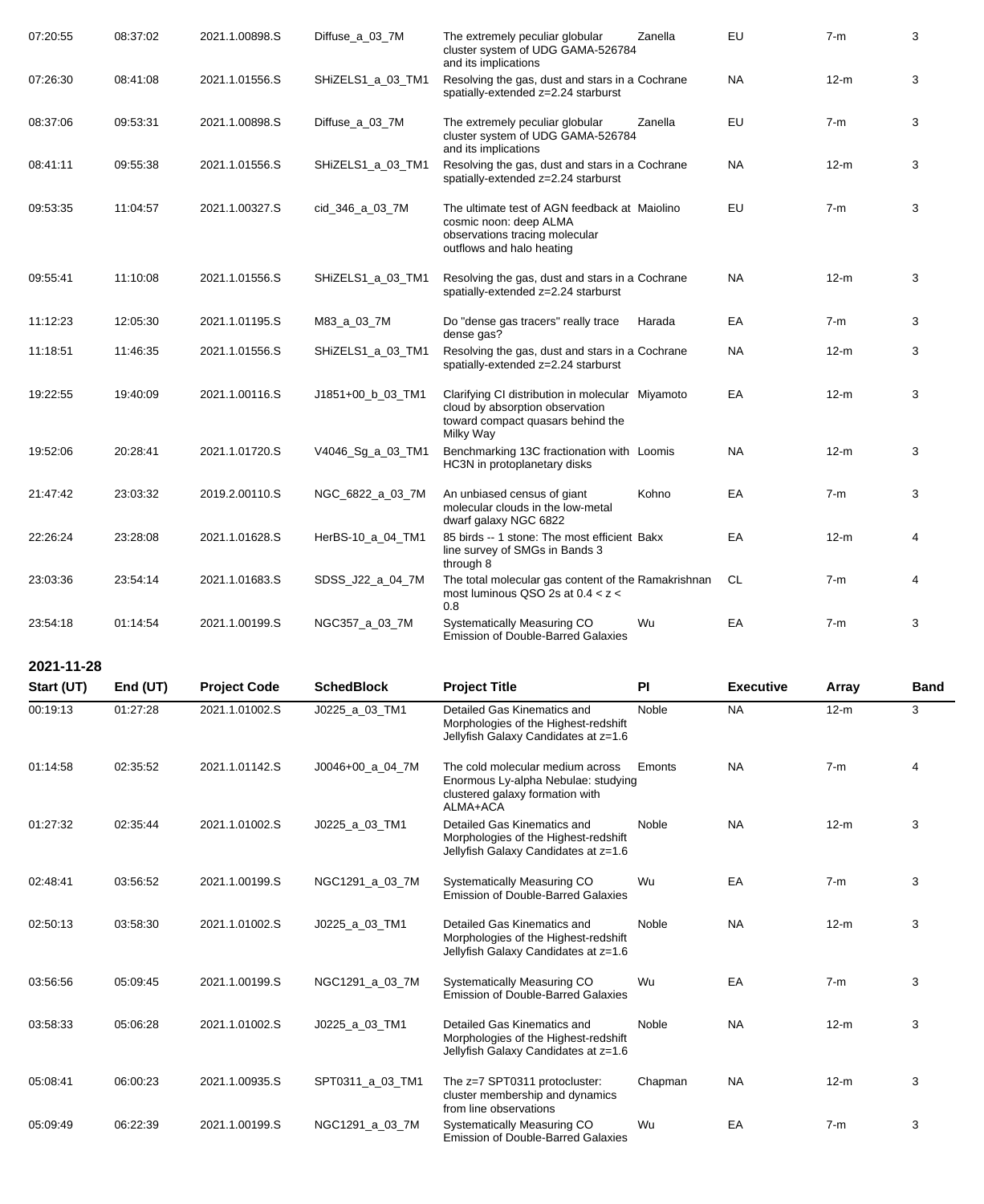| | | | | | | | | |
|---|---|---|---|---|---|---|---|---|
| 07:20:55 | 08:37:02 | 2021.1.00898.S | Diffuse_a_03_7M | The extremely peculiar globular cluster system of UDG GAMA-526784 and its implications | Zanella | EU | 7-m | 3 |
| 07:26:30 | 08:41:08 | 2021.1.01556.S | SHiZELS1_a_03_TM1 | Resolving the gas, dust and stars in a spatially-extended z=2.24 starburst | Cochrane | NA | 12-m | 3 |
| 08:37:06 | 09:53:31 | 2021.1.00898.S | Diffuse_a_03_7M | The extremely peculiar globular cluster system of UDG GAMA-526784 and its implications | Zanella | EU | 7-m | 3 |
| 08:41:11 | 09:55:38 | 2021.1.01556.S | SHiZELS1_a_03_TM1 | Resolving the gas, dust and stars in a spatially-extended z=2.24 starburst | Cochrane | NA | 12-m | 3 |
| 09:53:35 | 11:04:57 | 2021.1.00327.S | cid_346_a_03_7M | The ultimate test of AGN feedback at cosmic noon: deep ALMA observations tracing molecular outflows and halo heating | Maiolino | EU | 7-m | 3 |
| 09:55:41 | 11:10:08 | 2021.1.01556.S | SHiZELS1_a_03_TM1 | Resolving the gas, dust and stars in a spatially-extended z=2.24 starburst | Cochrane | NA | 12-m | 3 |
| 11:12:23 | 12:05:30 | 2021.1.01195.S | M83_a_03_7M | Do "dense gas tracers" really trace dense gas? | Harada | EA | 7-m | 3 |
| 11:18:51 | 11:46:35 | 2021.1.01556.S | SHiZELS1_a_03_TM1 | Resolving the gas, dust and stars in a spatially-extended z=2.24 starburst | Cochrane | NA | 12-m | 3 |
| 19:22:55 | 19:40:09 | 2021.1.00116.S | J1851+00_b_03_TM1 | Clarifying CI distribution in molecular cloud by absorption observation toward compact quasars behind the Milky Way | Miyamoto | EA | 12-m | 3 |
| 19:52:06 | 20:28:41 | 2021.1.01720.S | V4046_Sg_a_03_TM1 | Benchmarking 13C fractionation with HC3N in protoplanetary disks | Loomis | NA | 12-m | 3 |
| 21:47:42 | 23:03:32 | 2019.2.00110.S | NGC_6822_a_03_7M | An unbiased census of giant molecular clouds in the low-metal dwarf galaxy NGC 6822 | Kohno | EA | 7-m | 3 |
| 22:26:24 | 23:28:08 | 2021.1.01628.S | HerBS-10_a_04_TM1 | 85 birds -- 1 stone: The most efficient line survey of SMGs in Bands 3 through 8 | Bakx | EA | 12-m | 4 |
| 23:03:36 | 23:54:14 | 2021.1.01683.S | SDSS_J22_a_04_7M | The total molecular gas content of the most luminous QSO 2s at 0.4 < z < 0.8 | Ramakrishnan | CL | 7-m | 4 |
| 23:54:18 | 01:14:54 | 2021.1.00199.S | NGC357_a_03_7M | Systematically Measuring CO Emission of Double-Barred Galaxies | Wu | EA | 7-m | 3 |

**2021-11-28**

| Start (UT) | End (UT) | Project Code | SchedBlock | Project Title | PI | Executive | Array | Band |
|---|---|---|---|---|---|---|---|---|
| 00:19:13 | 01:27:28 | 2021.1.01002.S | J0225_a_03_TM1 | Detailed Gas Kinematics and Morphologies of the Highest-redshift Jellyfish Galaxy Candidates at z=1.6 | Noble | NA | 12-m | 3 |
| 01:14:58 | 02:35:52 | 2021.1.01142.S | J0046+00_a_04_7M | The cold molecular medium across Enormous Ly-alpha Nebulae: studying clustered galaxy formation with ALMA+ACA | Emonts | NA | 7-m | 4 |
| 01:27:32 | 02:35:44 | 2021.1.01002.S | J0225_a_03_TM1 | Detailed Gas Kinematics and Morphologies of the Highest-redshift Jellyfish Galaxy Candidates at z=1.6 | Noble | NA | 12-m | 3 |
| 02:48:41 | 03:56:52 | 2021.1.00199.S | NGC1291_a_03_7M | Systematically Measuring CO Emission of Double-Barred Galaxies | Wu | EA | 7-m | 3 |
| 02:50:13 | 03:58:30 | 2021.1.01002.S | J0225_a_03_TM1 | Detailed Gas Kinematics and Morphologies of the Highest-redshift Jellyfish Galaxy Candidates at z=1.6 | Noble | NA | 12-m | 3 |
| 03:56:56 | 05:09:45 | 2021.1.00199.S | NGC1291_a_03_7M | Systematically Measuring CO Emission of Double-Barred Galaxies | Wu | EA | 7-m | 3 |
| 03:58:33 | 05:06:28 | 2021.1.01002.S | J0225_a_03_TM1 | Detailed Gas Kinematics and Morphologies of the Highest-redshift Jellyfish Galaxy Candidates at z=1.6 | Noble | NA | 12-m | 3 |
| 05:08:41 | 06:00:23 | 2021.1.00935.S | SPT0311_a_03_TM1 | The z=7 SPT0311 protocluster: cluster membership and dynamics from line observations | Chapman | NA | 12-m | 3 |
| 05:09:49 | 06:22:39 | 2021.1.00199.S | NGC1291_a_03_7M | Systematically Measuring CO Emission of Double-Barred Galaxies | Wu | EA | 7-m | 3 |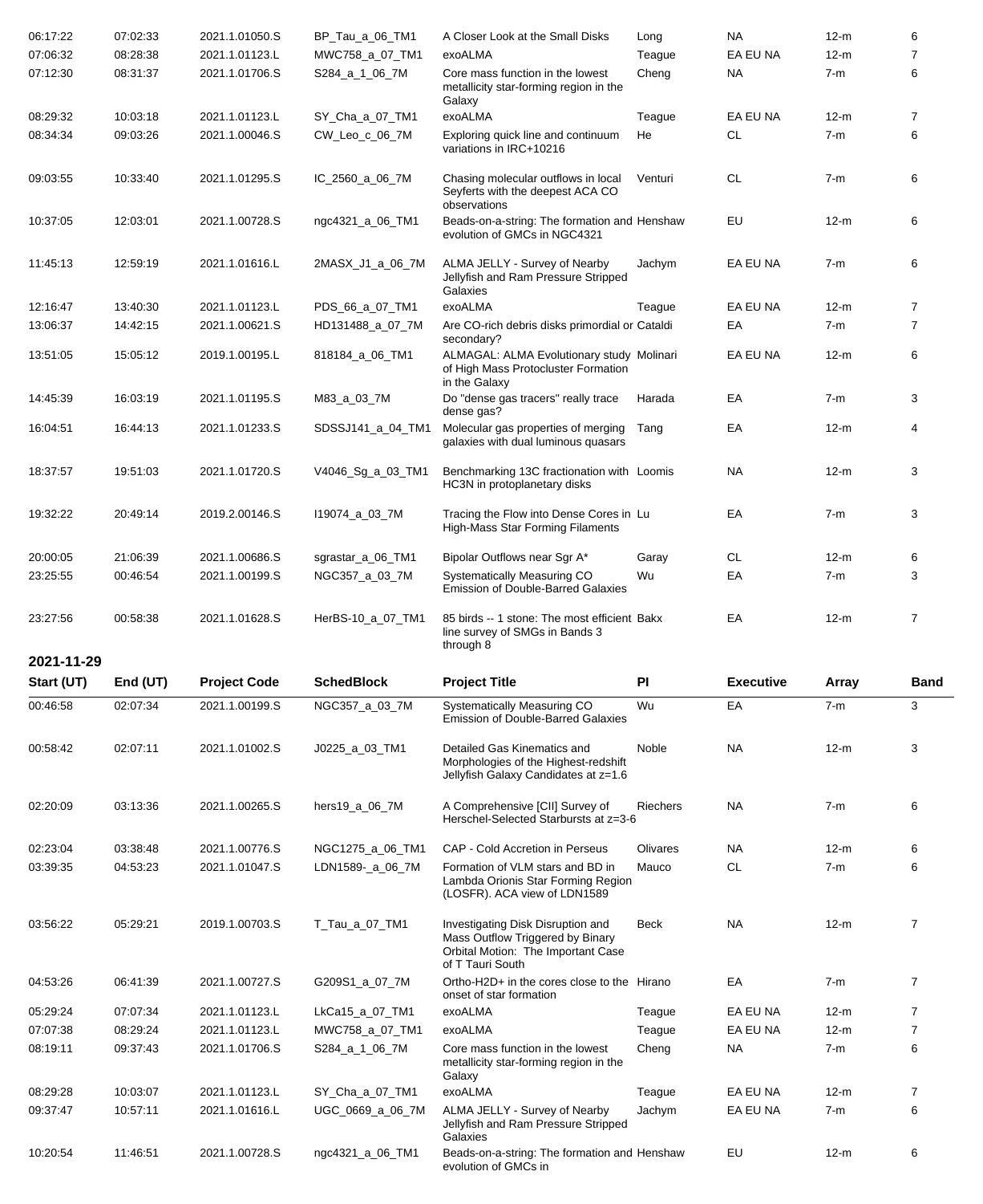| Start (UT) | End (UT) | Project Code | SchedBlock | Project Title | PI | Executive | Array | Band |
|---|---|---|---|---|---|---|---|---|
| 06:17:22 | 07:02:33 | 2021.1.01050.S | BP_Tau_a_06_TM1 | A Closer Look at the Small Disks | Long | NA | 12-m | 6 |
| 07:06:32 | 08:28:38 | 2021.1.01123.L | MWC758_a_07_TM1 | exoALMA | Teague | EA EU NA | 12-m | 7 |
| 07:12:30 | 08:31:37 | 2021.1.01706.S | S284_a_1_06_7M | Core mass function in the lowest metallicity star-forming region in the Galaxy | Cheng | NA | 7-m | 6 |
| 08:29:32 | 10:03:18 | 2021.1.01123.L | SY_Cha_a_07_TM1 | exoALMA | Teague | EA EU NA | 12-m | 7 |
| 08:34:34 | 09:03:26 | 2021.1.00046.S | CW_Leo_c_06_7M | Exploring quick line and continuum variations in IRC+10216 | He | CL | 7-m | 6 |
| 09:03:55 | 10:33:40 | 2021.1.01295.S | IC_2560_a_06_7M | Chasing molecular outflows in local Seyferts with the deepest ACA CO observations | Venturi | CL | 7-m | 6 |
| 10:37:05 | 12:03:01 | 2021.1.00728.S | ngc4321_a_06_TM1 | Beads-on-a-string: The formation and evolution of GMCs in NGC4321 | Henshaw | EU | 12-m | 6 |
| 11:45:13 | 12:59:19 | 2021.1.01616.L | 2MASX_J1_a_06_7M | ALMA JELLY - Survey of Nearby Jellyfish and Ram Pressure Stripped Galaxies | Jachym | EA EU NA | 7-m | 6 |
| 12:16:47 | 13:40:30 | 2021.1.01123.L | PDS_66_a_07_TM1 | exoALMA | Teague | EA EU NA | 12-m | 7 |
| 13:06:37 | 14:42:15 | 2021.1.00621.S | HD131488_a_07_7M | Are CO-rich debris disks primordial or secondary? | Cataldi | EA | 7-m | 7 |
| 13:51:05 | 15:05:12 | 2019.1.00195.L | 818184_a_06_TM1 | ALMAGAL: ALMA Evolutionary study of High Mass Protocluster Formation in the Galaxy | Molinari | EA EU NA | 12-m | 6 |
| 14:45:39 | 16:03:19 | 2021.1.01195.S | M83_a_03_7M | Do "dense gas tracers" really trace dense gas? | Harada | EA | 7-m | 3 |
| 16:04:51 | 16:44:13 | 2021.1.01233.S | SDSSJ141_a_04_TM1 | Molecular gas properties of merging galaxies with dual luminous quasars | Tang | EA | 12-m | 4 |
| 18:37:57 | 19:51:03 | 2021.1.01720.S | V4046_Sg_a_03_TM1 | Benchmarking 13C fractionation with HC3N in protoplanetary disks | Loomis | NA | 12-m | 3 |
| 19:32:22 | 20:49:14 | 2019.2.00146.S | I19074_a_03_7M | Tracing the Flow into Dense Cores in High-Mass Star Forming Filaments | Lu | EA | 7-m | 3 |
| 20:00:05 | 21:06:39 | 2021.1.00686.S | sgrastar_a_06_TM1 | Bipolar Outflows near Sgr A* | Garay | CL | 12-m | 6 |
| 23:25:55 | 00:46:54 | 2021.1.00199.S | NGC357_a_03_7M | Systematically Measuring CO Emission of Double-Barred Galaxies | Wu | EA | 7-m | 3 |
| 23:27:56 | 00:58:38 | 2021.1.01628.S | HerBS-10_a_07_TM1 | 85 birds -- 1 stone: The most efficient line survey of SMGs in Bands 3 through 8 | Bakx | EA | 12-m | 7 |

**2021-11-29**

| Start (UT) | End (UT) | Project Code | SchedBlock | Project Title | PI | Executive | Array | Band |
|---|---|---|---|---|---|---|---|---|
| 00:46:58 | 02:07:34 | 2021.1.00199.S | NGC357_a_03_7M | Systematically Measuring CO Emission of Double-Barred Galaxies | Wu | EA | 7-m | 3 |
| 00:58:42 | 02:07:11 | 2021.1.01002.S | J0225_a_03_TM1 | Detailed Gas Kinematics and Morphologies of the Highest-redshift Jellyfish Galaxy Candidates at z=1.6 | Noble | NA | 12-m | 3 |
| 02:20:09 | 03:13:36 | 2021.1.00265.S | hers19_a_06_7M | A Comprehensive [CII] Survey of Herschel-Selected Starbursts at z=3-6 | Riechers | NA | 7-m | 6 |
| 02:23:04 | 03:38:48 | 2021.1.00776.S | NGC1275_a_06_TM1 | CAP - Cold Accretion in Perseus | Olivares | NA | 12-m | 6 |
| 03:39:35 | 04:53:23 | 2021.1.01047.S | LDN1589-_a_06_7M | Formation of VLM stars and BD in Lambda Orionis Star Forming Region (LOSFR). ACA view of LDN1589 | Mauco | CL | 7-m | 6 |
| 03:56:22 | 05:29:21 | 2019.1.00703.S | T_Tau_a_07_TM1 | Investigating Disk Disruption and Mass Outflow Triggered by Binary Orbital Motion: The Important Case of T Tauri South | Beck | NA | 12-m | 7 |
| 04:53:26 | 06:41:39 | 2021.1.00727.S | G209S1_a_07_7M | Ortho-H2D+ in the cores close to the onset of star formation | Hirano | EA | 7-m | 7 |
| 05:29:24 | 07:07:34 | 2021.1.01123.L | LkCa15_a_07_TM1 | exoALMA | Teague | EA EU NA | 12-m | 7 |
| 07:07:38 | 08:29:24 | 2021.1.01123.L | MWC758_a_07_TM1 | exoALMA | Teague | EA EU NA | 12-m | 7 |
| 08:19:11 | 09:37:43 | 2021.1.01706.S | S284_a_1_06_7M | Core mass function in the lowest metallicity star-forming region in the Galaxy | Cheng | NA | 7-m | 6 |
| 08:29:28 | 10:03:07 | 2021.1.01123.L | SY_Cha_a_07_TM1 | exoALMA | Teague | EA EU NA | 12-m | 7 |
| 09:37:47 | 10:57:11 | 2021.1.01616.L | UGC_0669_a_06_7M | ALMA JELLY - Survey of Nearby Jellyfish and Ram Pressure Stripped Galaxies | Jachym | EA EU NA | 7-m | 6 |
| 10:20:54 | 11:46:51 | 2021.1.00728.S | ngc4321_a_06_TM1 | Beads-on-a-string: The formation and evolution of GMCs in | Henshaw | EU | 12-m | 6 |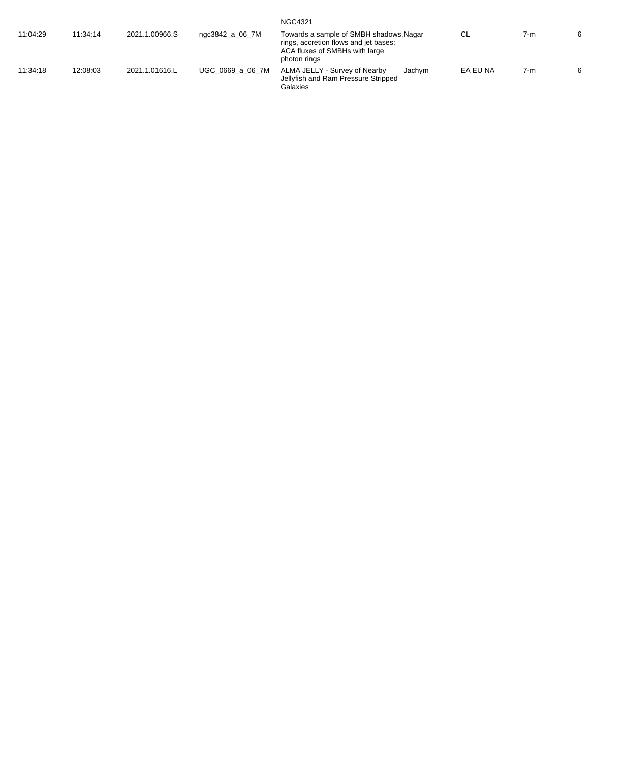| | | | | | | | | |
|---|---|---|---|---|---|---|---|---|
| | | | | NGC4321 | | | | |
| 11:04:29 | 11:34:14 | 2021.1.00966.S | ngc3842_a_06_7M | Towards a sample of SMBH shadows, rings, accretion flows and jet bases: ACA fluxes of SMBHs with large photon rings | Nagar | CL | 7-m | 6 |
| 11:34:18 | 12:08:03 | 2021.1.01616.L | UGC_0669_a_06_7M | ALMA JELLY - Survey of Nearby Jellyfish and Ram Pressure Stripped Galaxies | Jachym | EA EU NA | 7-m | 6 |